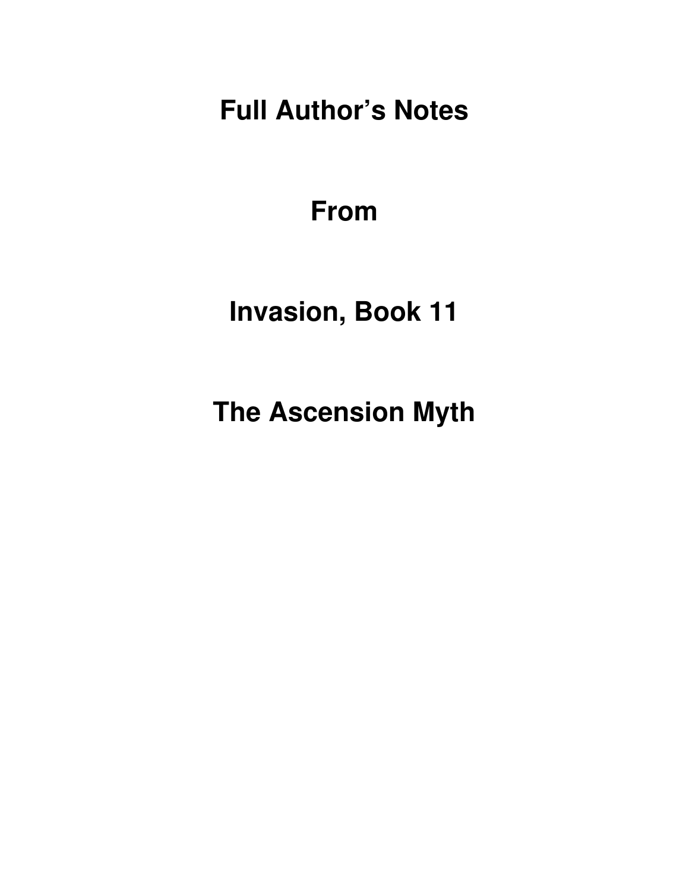# Full Author's Notes

# From

# Invasion, Book 11

# The Ascension Myth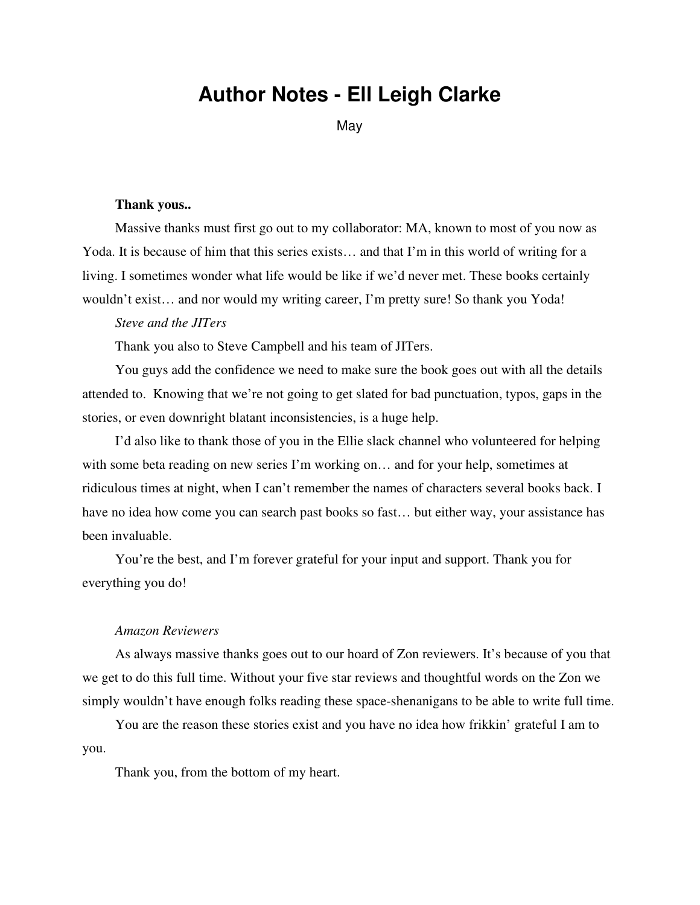# Author Notes - Ell Leigh Clarke

May

**Thank yous..**

Massive thanks must first go out to my collaborator: MA, known to most of you now as Yoda. It is because of him that this series exists… and that I'm in this world of writing for a living. I sometimes wonder what life would be like if we'd never met. These books certainly wouldn't exist… and nor would my writing career, I'm pretty sure! So thank you Yoda!

*Steve and the JITers*

Thank you also to Steve Campbell and his team of JITers.

You guys add the confidence we need to make sure the book goes out with all the details attended to. Knowing that we're not going to get slated for bad punctuation, typos, gaps in the stories, or even downright blatant inconsistencies, is a huge help.

I'd also like to thank those of you in the Ellie slack channel who volunteered for helping with some beta reading on new series I'm working on… and for your help, sometimes at ridiculous times at night, when I can't remember the names of characters several books back. I have no idea how come you can search past books so fast… but either way, your assistance has been invaluable.

You're the best, and I'm forever grateful for your input and support. Thank you for everything you do!

*Amazon Reviewers*

As always massive thanks goes out to our hoard of Zon reviewers. It's because of you that we get to do this full time. Without your five star reviews and thoughtful words on the Zon we simply wouldn't have enough folks reading these space-shenanigans to be able to write full time.

You are the reason these stories exist and you have no idea how frikkin' grateful I am to you.

Thank you, from the bottom of my heart.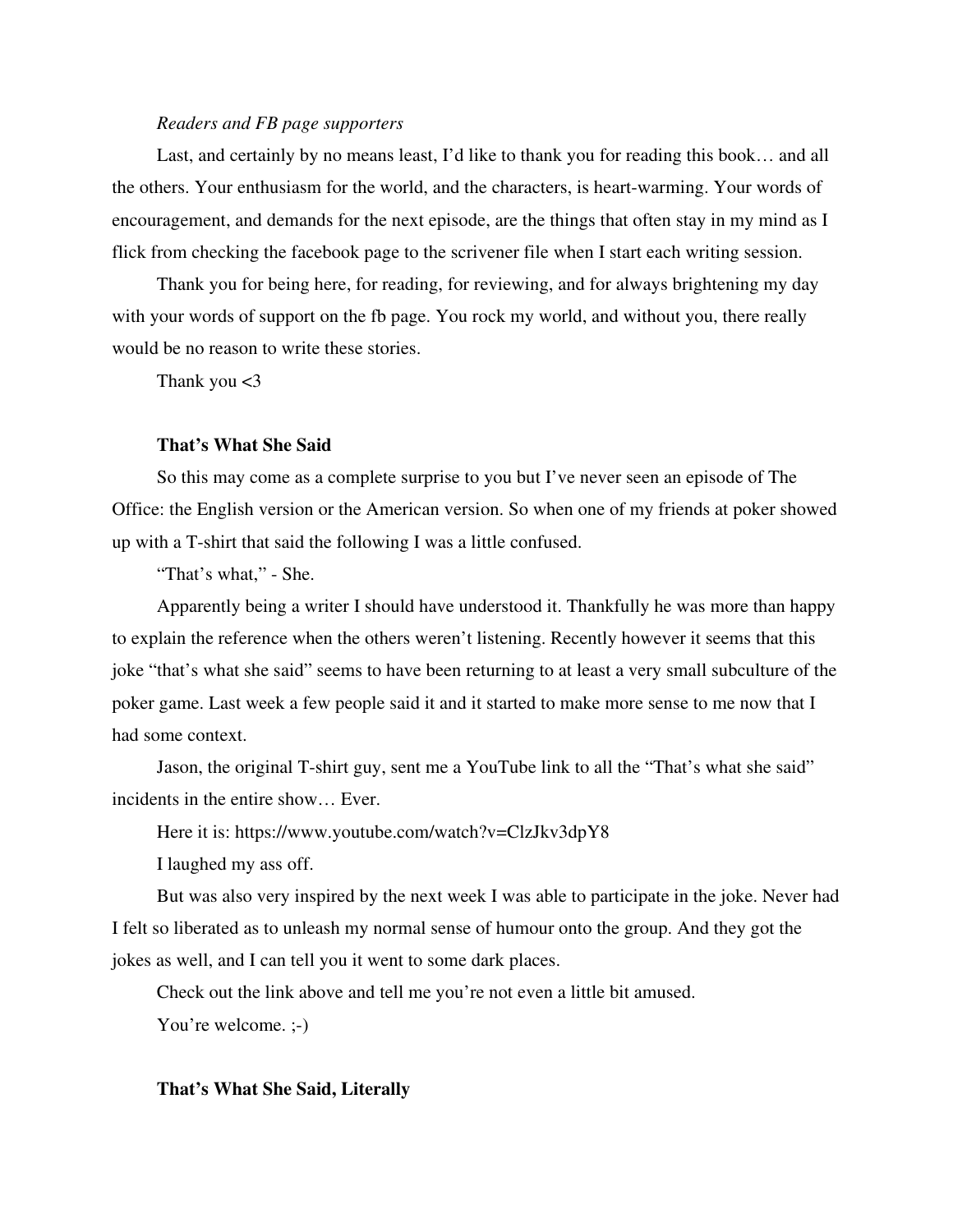*Readers and FB page supporters*

Last, and certainly by no means least, I'd like to thank you for reading this book… and all the others. Your enthusiasm for the world, and the characters, is heart-warming. Your words of encouragement, and demands for the next episode, are the things that often stay in my mind as I flick from checking the facebook page to the scrivener file when I start each writing session.

Thank you for being here, for reading, for reviewing, and for always brightening my day with your words of support on the fb page. You rock my world, and without you, there really would be no reason to write these stories.

Thank you <3

**That's What She Said**

So this may come as a complete surprise to you but I've never seen an episode of The Office: the English version or the American version. So when one of my friends at poker showed up with a T-shirt that said the following I was a little confused.

"That's what," - She.

Apparently being a writer I should have understood it. Thankfully he was more than happy to explain the reference when the others weren't listening. Recently however it seems that this joke "that's what she said" seems to have been returning to at least a very small subculture of the poker game. Last week a few people said it and it started to make more sense to me now that I had some context.

Jason, the original T-shirt guy, sent me a YouTube link to all the "That's what she said" incidents in the entire show… Ever.

Here it is: https://www.youtube.com/watch?v=ClzJkv3dpY8

I laughed my ass off.

But was also very inspired by the next week I was able to participate in the joke. Never had I felt so liberated as to unleash my normal sense of humour onto the group. And they got the jokes as well, and I can tell you it went to some dark places.

Check out the link above and tell me you're not even a little bit amused.

You're welcome. ;-)

**That's What She Said, Literally**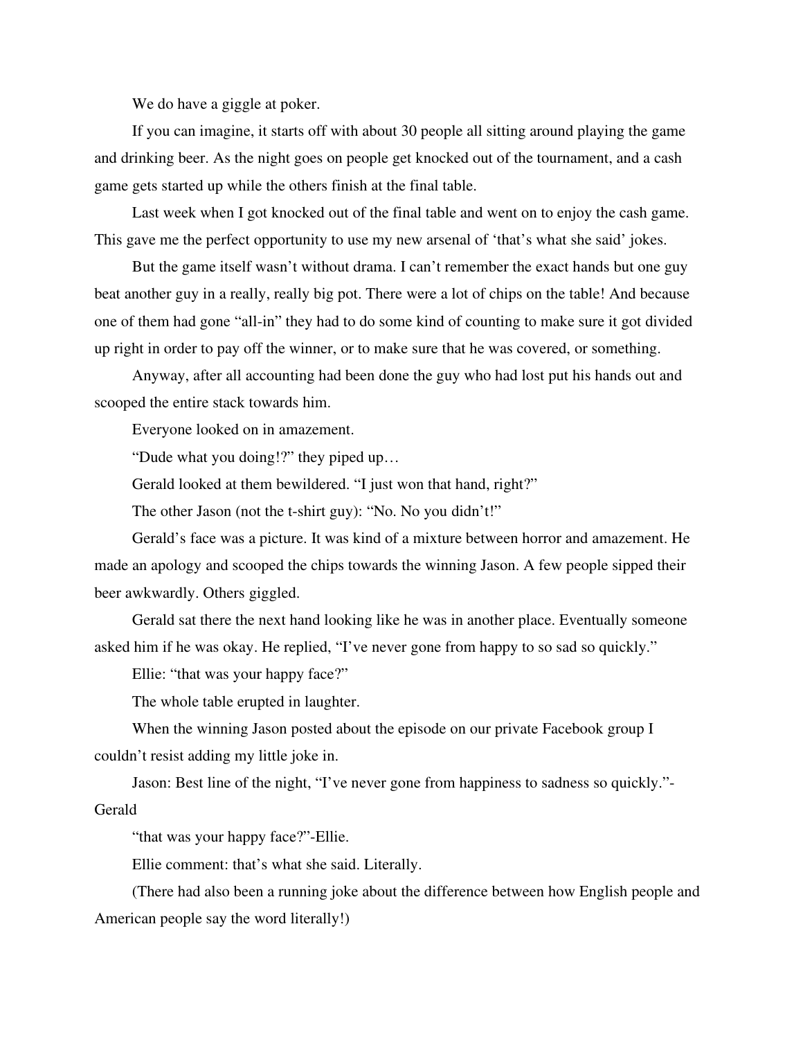We do have a giggle at poker.

If you can imagine, it starts off with about 30 people all sitting around playing the game and drinking beer. As the night goes on people get knocked out of the tournament, and a cash game gets started up while the others finish at the final table.

Last week when I got knocked out of the final table and went on to enjoy the cash game. This gave me the perfect opportunity to use my new arsenal of 'that's what she said' jokes.

But the game itself wasn't without drama. I can't remember the exact hands but one guy beat another guy in a really, really big pot. There were a lot of chips on the table! And because one of them had gone "all-in" they had to do some kind of counting to make sure it got divided up right in order to pay off the winner, or to make sure that he was covered, or something.

Anyway, after all accounting had been done the guy who had lost put his hands out and scooped the entire stack towards him.

Everyone looked on in amazement.

"Dude what you doing!?" they piped up…

Gerald looked at them bewildered. "I just won that hand, right?"

The other Jason (not the t-shirt guy): "No. No you didn't!"

Gerald's face was a picture. It was kind of a mixture between horror and amazement. He made an apology and scooped the chips towards the winning Jason. A few people sipped their beer awkwardly. Others giggled.

Gerald sat there the next hand looking like he was in another place. Eventually someone asked him if he was okay. He replied, "I've never gone from happy to so sad so quickly."

Ellie: "that was your happy face?"

The whole table erupted in laughter.

When the winning Jason posted about the episode on our private Facebook group I couldn't resist adding my little joke in.

Jason: Best line of the night, "I've never gone from happiness to sadness so quickly."-Gerald

"that was your happy face?"-Ellie.

Ellie comment: that's what she said. Literally.

(There had also been a running joke about the difference between how English people and American people say the word literally!)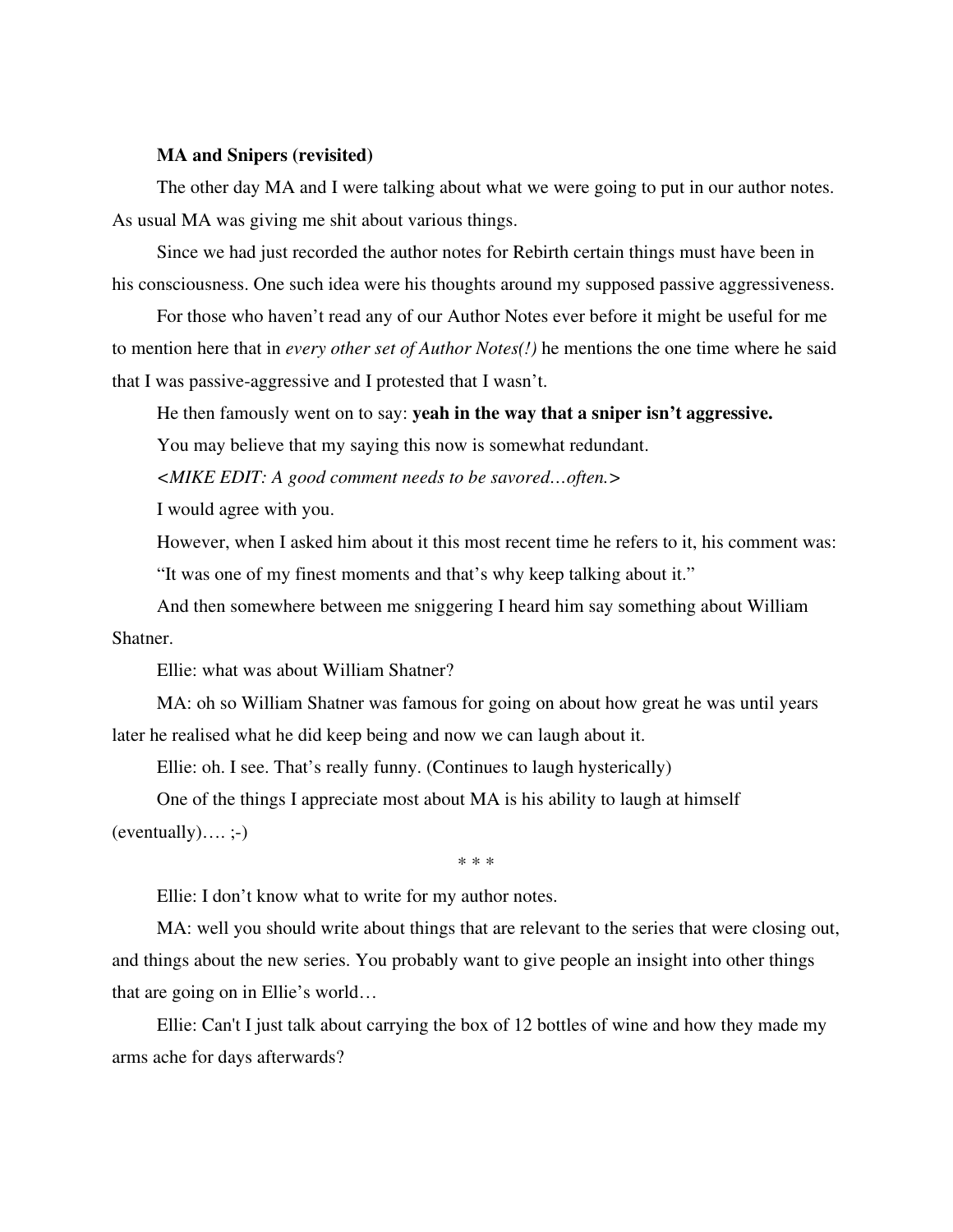**MA and Snipers (revisited)**

The other day MA and I were talking about what we were going to put in our author notes. As usual MA was giving me shit about various things.

Since we had just recorded the author notes for Rebirth certain things must have been in his consciousness. One such idea were his thoughts around my supposed passive aggressiveness.

For those who haven't read any of our Author Notes ever before it might be useful for me to mention here that in *every other set of Author Notes(!)* he mentions the one time where he said that I was passive-aggressive and I protested that I wasn't.

He then famously went on to say: **yeah in the way that a sniper isn't aggressive.**

You may believe that my saying this now is somewhat redundant.

*<MIKE EDIT: A good comment needs to be savored…often.>*

I would agree with you.

However, when I asked him about it this most recent time he refers to it, his comment was: "It was one of my finest moments and that's why keep talking about it."

And then somewhere between me sniggering I heard him say something about William Shatner.

Ellie: what was about William Shatner?

MA: oh so William Shatner was famous for going on about how great he was until years later he realised what he did keep being and now we can laugh about it.

Ellie: oh. I see. That's really funny. (Continues to laugh hysterically)

One of the things I appreciate most about MA is his ability to laugh at himself (eventually)…. ;-)

\* \* \*

Ellie: I don't know what to write for my author notes.

MA: well you should write about things that are relevant to the series that were closing out, and things about the new series. You probably want to give people an insight into other things that are going on in Ellie's world…

Ellie: Can't I just talk about carrying the box of 12 bottles of wine and how they made my arms ache for days afterwards?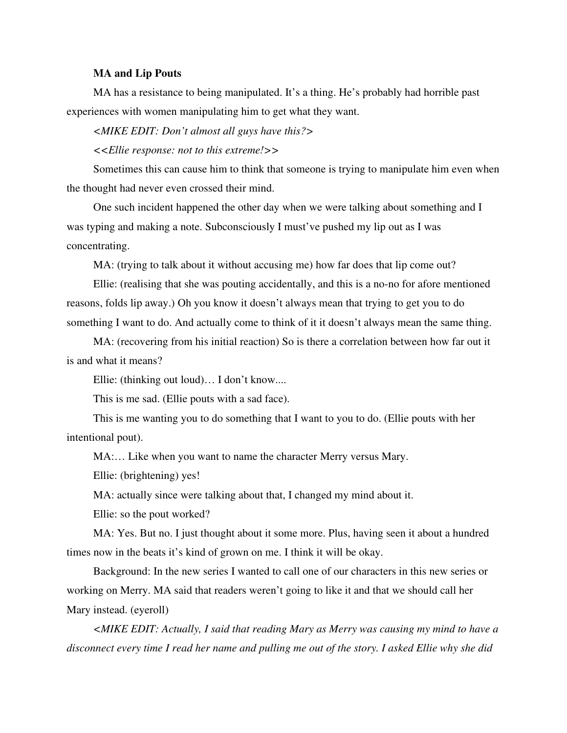### MA and Lip Pouts

MA has a resistance to being manipulated. It's a thing. He's probably had horrible past experiences with women manipulating him to get what they want.

*<MIKE EDIT: Don't almost all guys have this?>*

*<<Ellie response: not to this extreme!>>*

Sometimes this can cause him to think that someone is trying to manipulate him even when the thought had never even crossed their mind.

One such incident happened the other day when we were talking about something and I was typing and making a note. Subconsciously I must've pushed my lip out as I was concentrating.

MA: (trying to talk about it without accusing me) how far does that lip come out?

Ellie: (realising that she was pouting accidentally, and this is a no-no for afore mentioned reasons, folds lip away.) Oh you know it doesn't always mean that trying to get you to do something I want to do. And actually come to think of it it doesn't always mean the same thing.

MA: (recovering from his initial reaction) So is there a correlation between how far out it is and what it means?

Ellie: (thinking out loud)… I don't know....

This is me sad. (Ellie pouts with a sad face).

This is me wanting you to do something that I want to you to do. (Ellie pouts with her intentional pout).

MA:… Like when you want to name the character Merry versus Mary.

Ellie: (brightening) yes!

MA: actually since were talking about that, I changed my mind about it.

Ellie: so the pout worked?

MA: Yes. But no. I just thought about it some more. Plus, having seen it about a hundred times now in the beats it's kind of grown on me. I think it will be okay.

Background: In the new series I wanted to call one of our characters in this new series or working on Merry. MA said that readers weren't going to like it and that we should call her Mary instead. (eyeroll)

*<MIKE EDIT: Actually, I said that reading Mary as Merry was causing my mind to have a disconnect every time I read her name and pulling me out of the story. I asked Ellie why she did*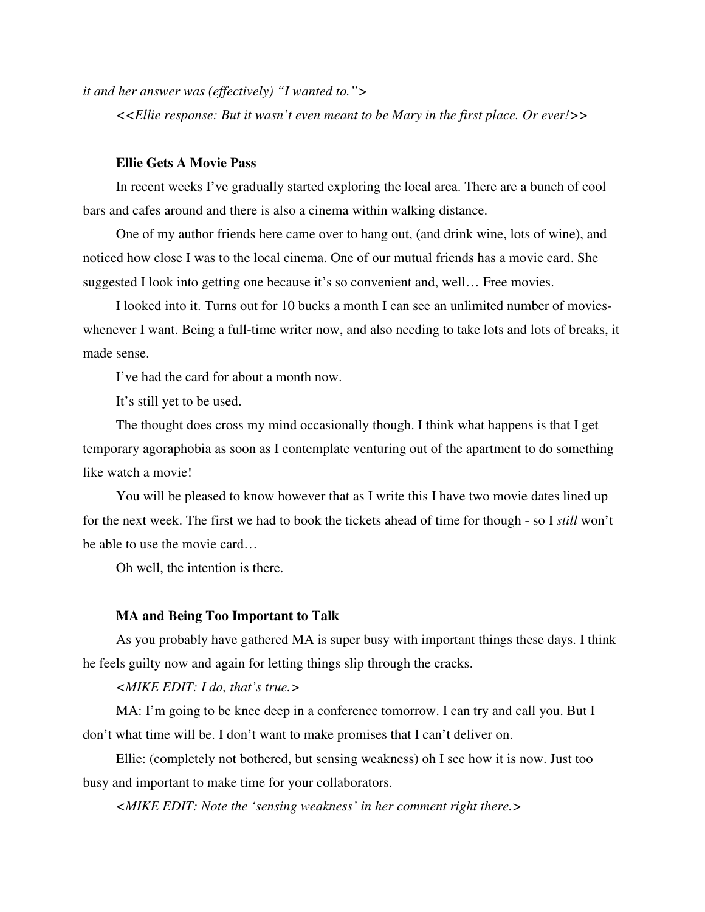*it and her answer was (effectively) "I wanted to.">*

*<<Ellie response: But it wasn't even meant to be Mary in the first place. Or ever!>>*

**Ellie Gets A Movie Pass**

In recent weeks I've gradually started exploring the local area. There are a bunch of cool bars and cafes around and there is also a cinema within walking distance.

One of my author friends here came over to hang out, (and drink wine, lots of wine), and noticed how close I was to the local cinema. One of our mutual friends has a movie card. She suggested I look into getting one because it's so convenient and, well… Free movies.

I looked into it. Turns out for 10 bucks a month I can see an unlimited number of movies- whenever I want. Being a full-time writer now, and also needing to take lots and lots of breaks, it made sense.

I've had the card for about a month now.

It's still yet to be used.

The thought does cross my mind occasionally though. I think what happens is that I get temporary agoraphobia as soon as I contemplate venturing out of the apartment to do something like watch a movie!

You will be pleased to know however that as I write this I have two movie dates lined up for the next week. The first we had to book the tickets ahead of time for though - so I *still* won't be able to use the movie card…

Oh well, the intention is there.

**MA and Being Too Important to Talk**

As you probably have gathered MA is super busy with important things these days. I think he feels guilty now and again for letting things slip through the cracks.

*<MIKE EDIT: I do, that's true.>*

MA: I'm going to be knee deep in a conference tomorrow. I can try and call you. But I don't what time will be. I don't want to make promises that I can't deliver on.

Ellie: (completely not bothered, but sensing weakness) oh I see how it is now. Just too busy and important to make time for your collaborators.

*<MIKE EDIT: Note the 'sensing weakness' in her comment right there.>*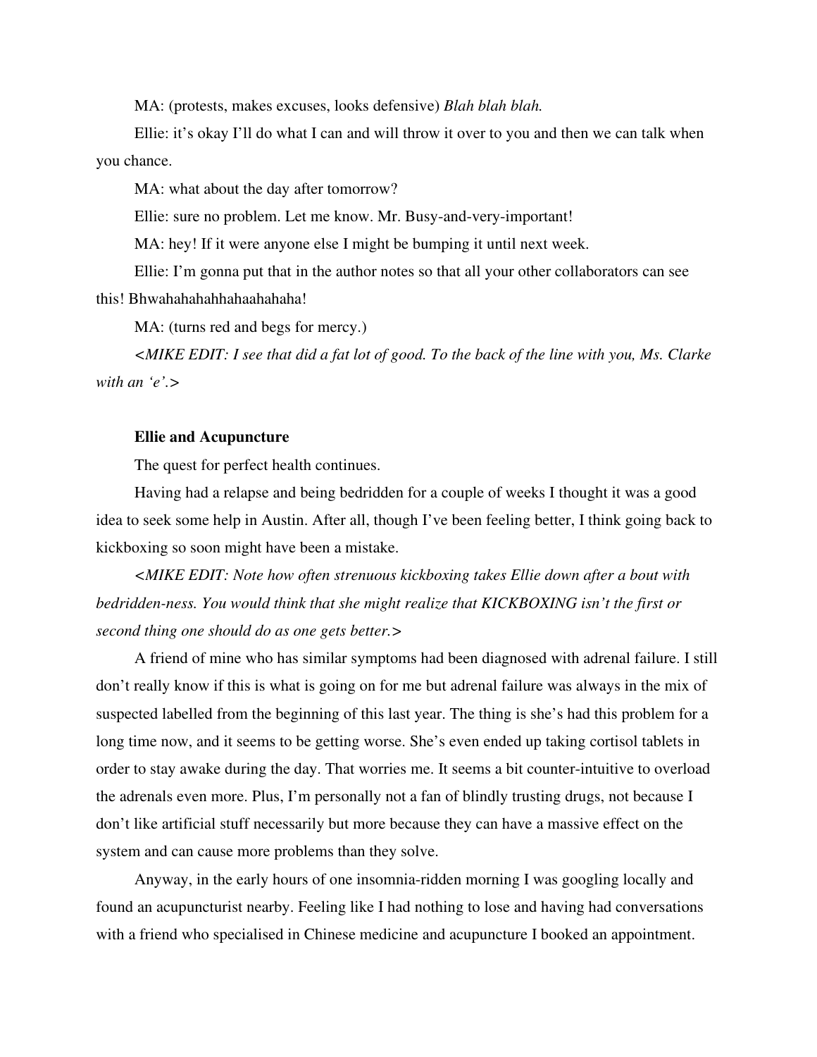MA: (protests, makes excuses, looks defensive) *Blah blah blah.*

Ellie: it's okay I'll do what I can and will throw it over to you and then we can talk when you chance.

MA: what about the day after tomorrow?

Ellie: sure no problem. Let me know. Mr. Busy-and-very-important!

MA: hey! If it were anyone else I might be bumping it until next week.

Ellie: I'm gonna put that in the author notes so that all your other collaborators can see this! Bhwahahahahhahaahahaha!

MA: (turns red and begs for mercy.)

*<MIKE EDIT: I see that did a fat lot of good. To the back of the line with you, Ms. Clarke with an 'e'.>*

**Ellie and Acupuncture**

The quest for perfect health continues.

Having had a relapse and being bedridden for a couple of weeks I thought it was a good idea to seek some help in Austin. After all, though I've been feeling better, I think going back to kickboxing so soon might have been a mistake.

*<MIKE EDIT: Note how often strenuous kickboxing takes Ellie down after a bout with bedridden-ness. You would think that she might realize that KICKBOXING isn't the first or second thing one should do as one gets better.>*

A friend of mine who has similar symptoms had been diagnosed with adrenal failure. I still don't really know if this is what is going on for me but adrenal failure was always in the mix of suspected labelled from the beginning of this last year. The thing is she's had this problem for a long time now, and it seems to be getting worse. She's even ended up taking cortisol tablets in order to stay awake during the day. That worries me. It seems a bit counter-intuitive to overload the adrenals even more. Plus, I'm personally not a fan of blindly trusting drugs, not because I don't like artificial stuff necessarily but more because they can have a massive effect on the system and can cause more problems than they solve.

Anyway, in the early hours of one insomnia-ridden morning I was googling locally and found an acupuncturist nearby. Feeling like I had nothing to lose and having had conversations with a friend who specialised in Chinese medicine and acupuncture I booked an appointment.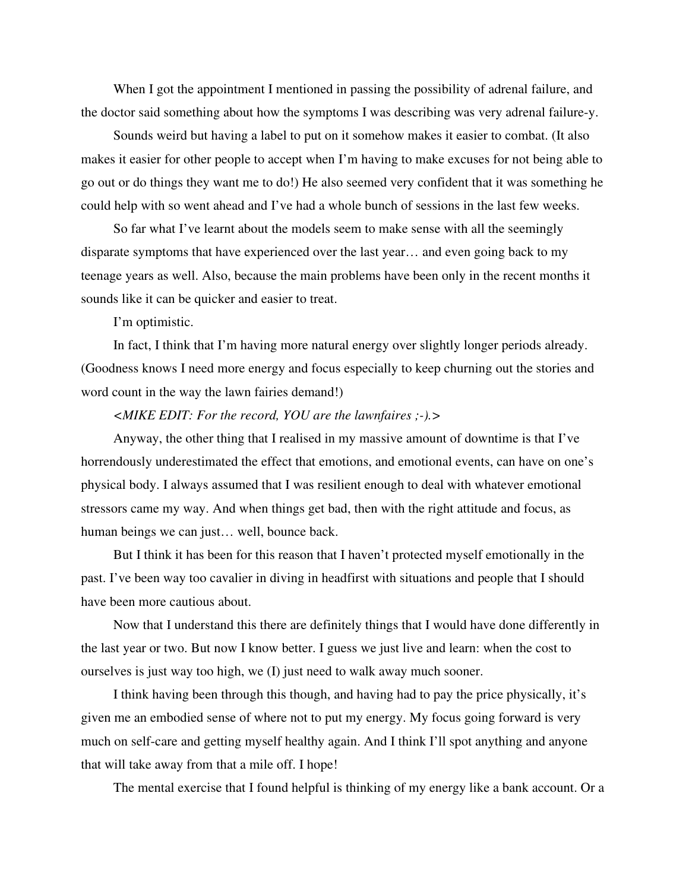When I got the appointment I mentioned in passing the possibility of adrenal failure, and the doctor said something about how the symptoms I was describing was very adrenal failure-y.

Sounds weird but having a label to put on it somehow makes it easier to combat. (It also makes it easier for other people to accept when I'm having to make excuses for not being able to go out or do things they want me to do!) He also seemed very confident that it was something he could help with so went ahead and I've had a whole bunch of sessions in the last few weeks.

So far what I've learnt about the models seem to make sense with all the seemingly disparate symptoms that have experienced over the last year… and even going back to my teenage years as well. Also, because the main problems have been only in the recent months it sounds like it can be quicker and easier to treat.

I'm optimistic.

In fact, I think that I'm having more natural energy over slightly longer periods already. (Goodness knows I need more energy and focus especially to keep churning out the stories and word count in the way the lawn fairies demand!)

*<MIKE EDIT: For the record, YOU are the lawnfaires ;-).>*

Anyway, the other thing that I realised in my massive amount of downtime is that I've horrendously underestimated the effect that emotions, and emotional events, can have on one's physical body. I always assumed that I was resilient enough to deal with whatever emotional stressors came my way. And when things get bad, then with the right attitude and focus, as human beings we can just… well, bounce back.

But I think it has been for this reason that I haven't protected myself emotionally in the past. I've been way too cavalier in diving in headfirst with situations and people that I should have been more cautious about.

Now that I understand this there are definitely things that I would have done differently in the last year or two. But now I know better. I guess we just live and learn: when the cost to ourselves is just way too high, we (I) just need to walk away much sooner.

I think having been through this though, and having had to pay the price physically, it's given me an embodied sense of where not to put my energy. My focus going forward is very much on self-care and getting myself healthy again. And I think I'll spot anything and anyone that will take away from that a mile off. I hope!

The mental exercise that I found helpful is thinking of my energy like a bank account. Or a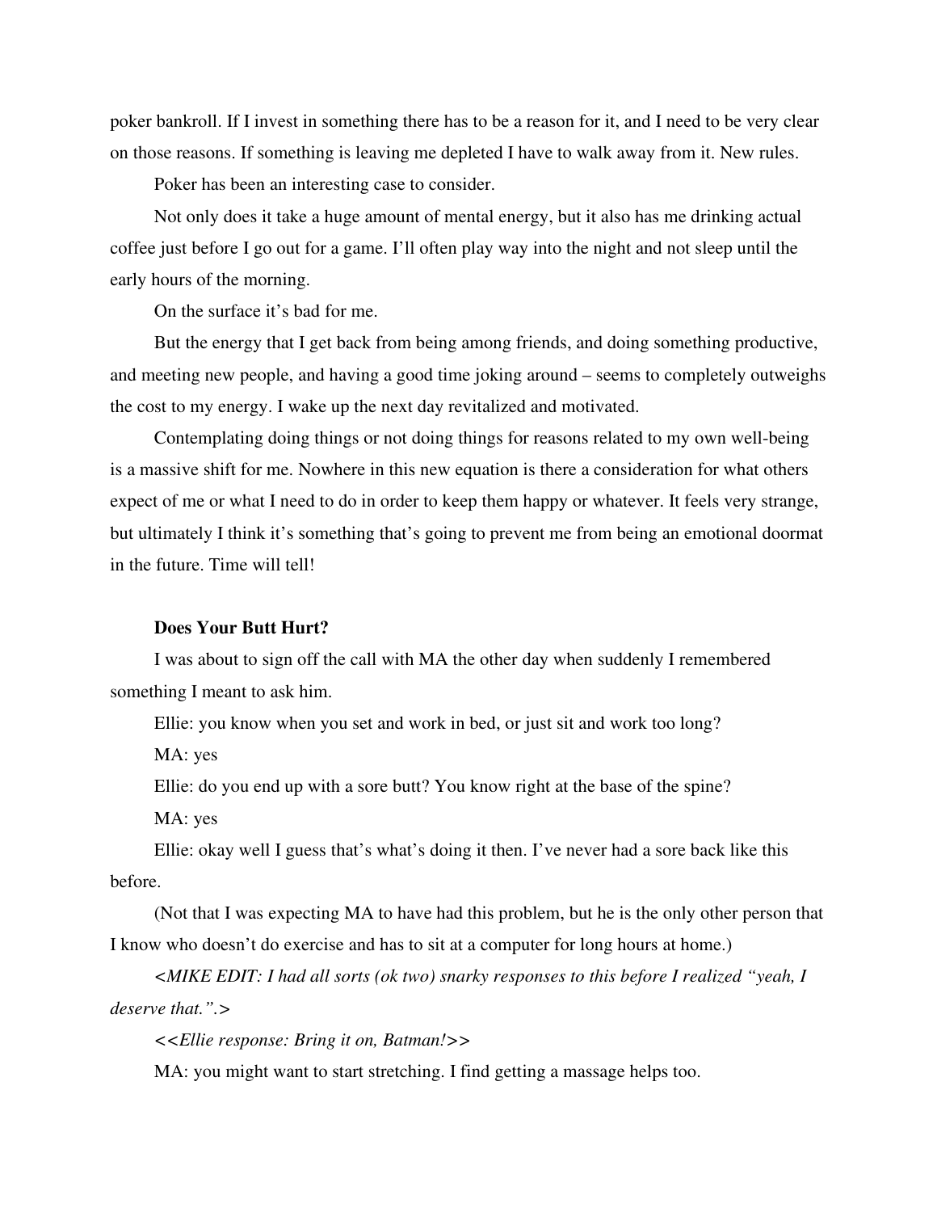poker bankroll. If I invest in something there has to be a reason for it, and I need to be very clear on those reasons. If something is leaving me depleted I have to walk away from it. New rules.

Poker has been an interesting case to consider.

Not only does it take a huge amount of mental energy, but it also has me drinking actual coffee just before I go out for a game. I'll often play way into the night and not sleep until the early hours of the morning.

On the surface it's bad for me.

But the energy that I get back from being among friends, and doing something productive, and meeting new people, and having a good time joking around – seems to completely outweighs the cost to my energy. I wake up the next day revitalized and motivated.

Contemplating doing things or not doing things for reasons related to my own well-being is a massive shift for me. Nowhere in this new equation is there a consideration for what others expect of me or what I need to do in order to keep them happy or whatever. It feels very strange, but ultimately I think it's something that's going to prevent me from being an emotional doormat in the future. Time will tell!

**Does Your Butt Hurt?**

I was about to sign off the call with MA the other day when suddenly I remembered something I meant to ask him.

Ellie: you know when you set and work in bed, or just sit and work too long?

MA: yes

Ellie: do you end up with a sore butt? You know right at the base of the spine?

MA: yes

Ellie: okay well I guess that's what's doing it then. I've never had a sore back like this before.

(Not that I was expecting MA to have had this problem, but he is the only other person that I know who doesn't do exercise and has to sit at a computer for long hours at home.)

*<MIKE EDIT: I had all sorts (ok two) snarky responses to this before I realized "yeah, I deserve that.".>*

*<<Ellie response: Bring it on, Batman!>>*

MA: you might want to start stretching. I find getting a massage helps too.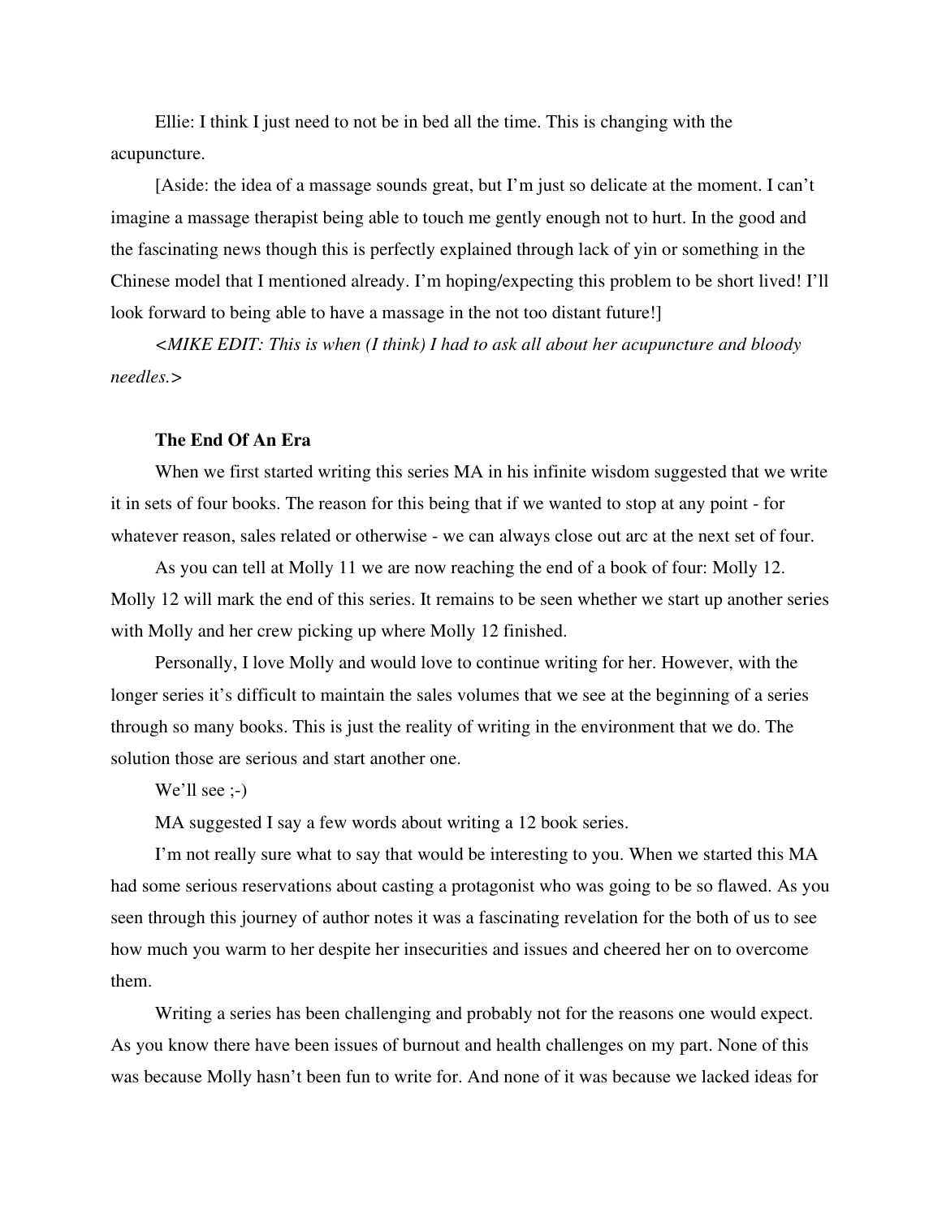Ellie: I think I just need to not be in bed all the time. This is changing with the acupuncture.

[Aside: the idea of a massage sounds great, but I'm just so delicate at the moment. I can't imagine a massage therapist being able to touch me gently enough not to hurt. In the good and the fascinating news though this is perfectly explained through lack of yin or something in the Chinese model that I mentioned already. I'm hoping/expecting this problem to be short lived! I'll look forward to being able to have a massage in the not too distant future!]

*<MIKE EDIT: This is when (I think) I had to ask all about her acupuncture and bloody needles.>*

**The End Of An Era**

When we first started writing this series MA in his infinite wisdom suggested that we write it in sets of four books. The reason for this being that if we wanted to stop at any point - for whatever reason, sales related or otherwise - we can always close out arc at the next set of four.

As you can tell at Molly 11 we are now reaching the end of a book of four: Molly 12. Molly 12 will mark the end of this series. It remains to be seen whether we start up another series with Molly and her crew picking up where Molly 12 finished.

Personally, I love Molly and would love to continue writing for her. However, with the longer series it's difficult to maintain the sales volumes that we see at the beginning of a series through so many books. This is just the reality of writing in the environment that we do. The solution those are serious and start another one.

We'll see ;-)

MA suggested I say a few words about writing a 12 book series.

I'm not really sure what to say that would be interesting to you. When we started this MA had some serious reservations about casting a protagonist who was going to be so flawed. As you seen through this journey of author notes it was a fascinating revelation for the both of us to see how much you warm to her despite her insecurities and issues and cheered her on to overcome them.

Writing a series has been challenging and probably not for the reasons one would expect. As you know there have been issues of burnout and health challenges on my part. None of this was because Molly hasn't been fun to write for. And none of it was because we lacked ideas for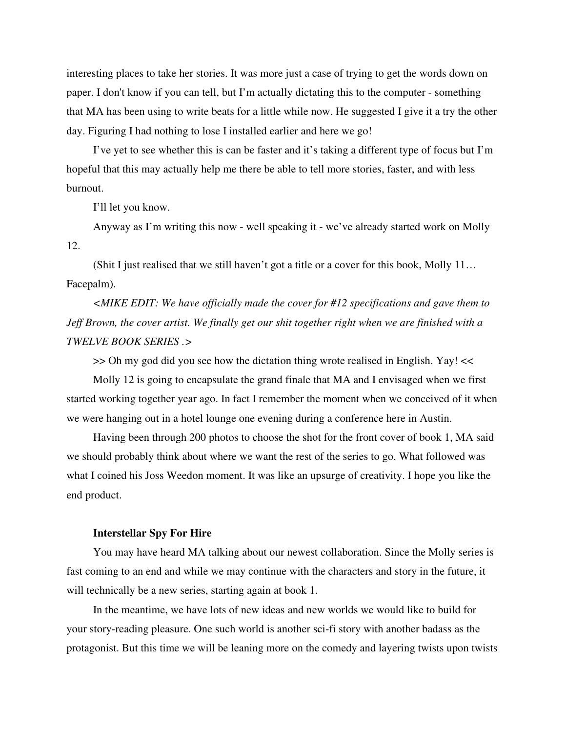interesting places to take her stories. It was more just a case of trying to get the words down on paper. I don't know if you can tell, but I'm actually dictating this to the computer - something that MA has been using to write beats for a little while now. He suggested I give it a try the other day. Figuring I had nothing to lose I installed earlier and here we go!

I've yet to see whether this is can be faster and it's taking a different type of focus but I'm hopeful that this may actually help me there be able to tell more stories, faster, and with less burnout.

I'll let you know.

Anyway as I'm writing this now - well speaking it - we've already started work on Molly 12.

(Shit I just realised that we still haven't got a title or a cover for this book, Molly 11… Facepalm).

*<MIKE EDIT: We have officially made the cover for #12 specifications and gave them to Jeff Brown, the cover artist. We finally get our shit together right when we are finished with a TWELVE BOOK SERIES .>*

>> Oh my god did you see how the dictation thing wrote realised in English. Yay! <<

Molly 12 is going to encapsulate the grand finale that MA and I envisaged when we first started working together year ago. In fact I remember the moment when we conceived of it when we were hanging out in a hotel lounge one evening during a conference here in Austin.

Having been through 200 photos to choose the shot for the front cover of book 1, MA said we should probably think about where we want the rest of the series to go. What followed was what I coined his Joss Weedon moment. It was like an upsurge of creativity. I hope you like the end product.

**Interstellar Spy For Hire**

You may have heard MA talking about our newest collaboration. Since the Molly series is fast coming to an end and while we may continue with the characters and story in the future, it will technically be a new series, starting again at book 1.

In the meantime, we have lots of new ideas and new worlds we would like to build for your story-reading pleasure. One such world is another sci-fi story with another badass as the protagonist. But this time we will be leaning more on the comedy and layering twists upon twists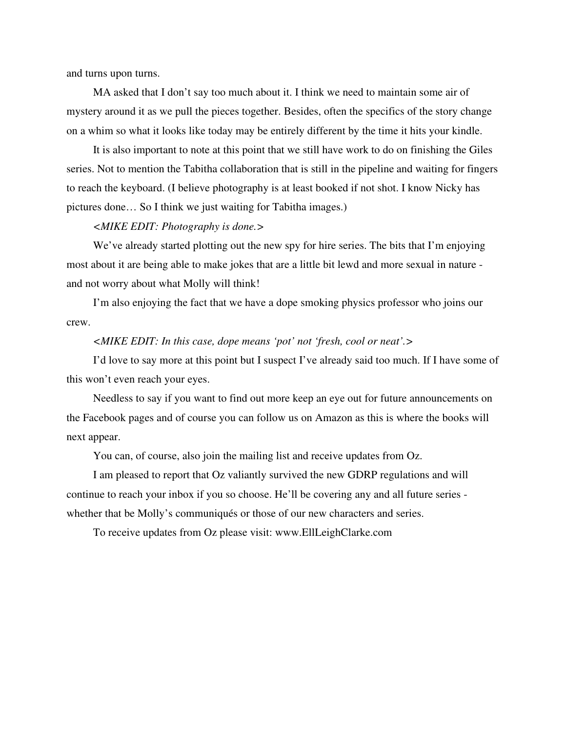and turns upon turns.

MA asked that I don't say too much about it. I think we need to maintain some air of mystery around it as we pull the pieces together. Besides, often the specifics of the story change on a whim so what it looks like today may be entirely different by the time it hits your kindle.

It is also important to note at this point that we still have work to do on finishing the Giles series. Not to mention the Tabitha collaboration that is still in the pipeline and waiting for fingers to reach the keyboard. (I believe photography is at least booked if not shot. I know Nicky has pictures done… So I think we just waiting for Tabitha images.)

*<MIKE EDIT: Photography is done.>*

We've already started plotting out the new spy for hire series. The bits that I'm enjoying most about it are being able to make jokes that are a little bit lewd and more sexual in nature - and not worry about what Molly will think!

I'm also enjoying the fact that we have a dope smoking physics professor who joins our crew.

*<MIKE EDIT: In this case, dope means 'pot' not 'fresh, cool or neat'.>*

I'd love to say more at this point but I suspect I've already said too much. If I have some of this won't even reach your eyes.

Needless to say if you want to find out more keep an eye out for future announcements on the Facebook pages and of course you can follow us on Amazon as this is where the books will next appear.

You can, of course, also join the mailing list and receive updates from Oz.

I am pleased to report that Oz valiantly survived the new GDRP regulations and will continue to reach your inbox if you so choose. He'll be covering any and all future series - whether that be Molly's communiqués or those of our new characters and series.

To receive updates from Oz please visit: www.EllLeighClarke.com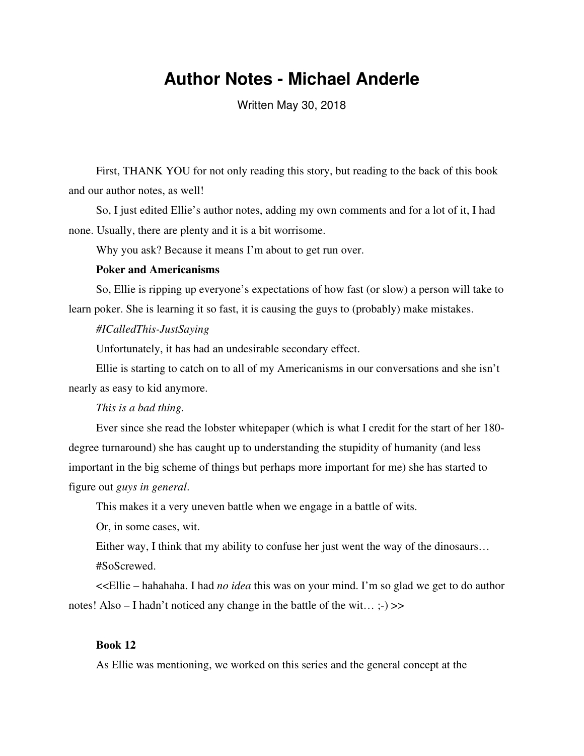# Author Notes - Michael Anderle

Written May 30, 2018

First, THANK YOU for not only reading this story, but reading to the back of this book and our author notes, as well!

So, I just edited Ellie's author notes, adding my own comments and for a lot of it, I had none. Usually, there are plenty and it is a bit worrisome.

Why you ask? Because it means I'm about to get run over.

**Poker and Americanisms**

So, Ellie is ripping up everyone's expectations of how fast (or slow) a person will take to learn poker. She is learning it so fast, it is causing the guys to (probably) make mistakes.

*#ICalledThis-JustSaying*

Unfortunately, it has had an undesirable secondary effect.

Ellie is starting to catch on to all of my Americanisms in our conversations and she isn't nearly as easy to kid anymore.

*This is a bad thing.*

Ever since she read the lobster whitepaper (which is what I credit for the start of her 180-degree turnaround) she has caught up to understanding the stupidity of humanity (and less important in the big scheme of things but perhaps more important for me) she has started to figure out *guys in general*.

This makes it a very uneven battle when we engage in a battle of wits.

Or, in some cases, wit.

Either way, I think that my ability to confuse her just went the way of the dinosaurs…

#SoScrewed.

<<Ellie – hahahaha. I had *no idea* this was on your mind. I'm so glad we get to do author notes! Also – I hadn't noticed any change in the battle of the wit… ;-) >>

**Book 12**

As Ellie was mentioning, we worked on this series and the general concept at the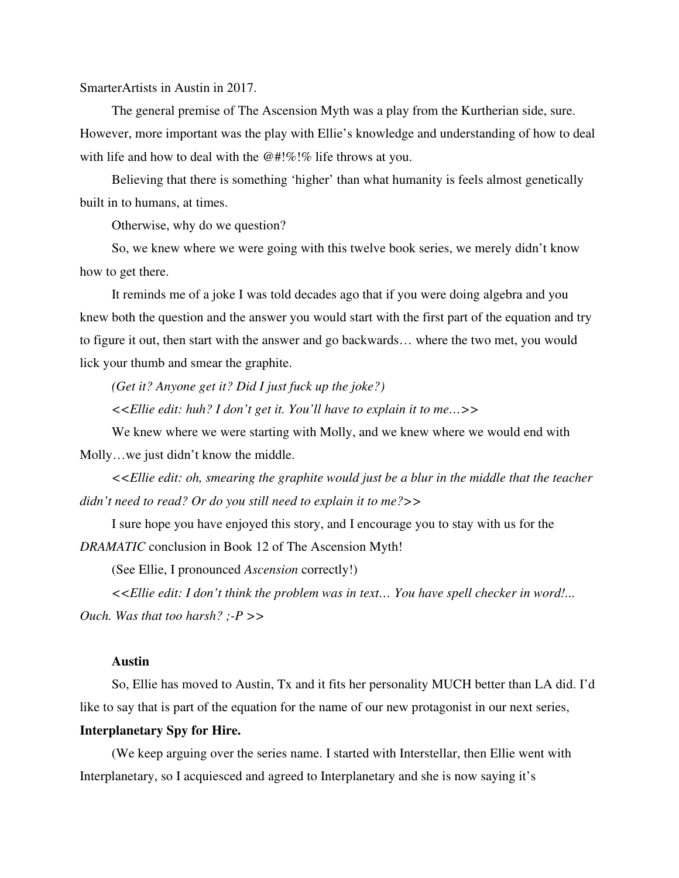SmarterArtists in Austin in 2017.

The general premise of The Ascension Myth was a play from the Kurtherian side, sure. However, more important was the play with Ellie's knowledge and understanding of how to deal with life and how to deal with the @#!%!% life throws at you.

Believing that there is something 'higher' than what humanity is feels almost genetically built in to humans, at times.

Otherwise, why do we question?

So, we knew where we were going with this twelve book series, we merely didn't know how to get there.

It reminds me of a joke I was told decades ago that if you were doing algebra and you knew both the question and the answer you would start with the first part of the equation and try to figure it out, then start with the answer and go backwards… where the two met, you would lick your thumb and smear the graphite.

*(Get it? Anyone get it? Did I just fuck up the joke?)*

*<<Ellie edit: huh? I don't get it. You'll have to explain it to me…>>*

We knew where we were starting with Molly, and we knew where we would end with Molly…we just didn't know the middle.

*<<Ellie edit: oh, smearing the graphite would just be a blur in the middle that the teacher didn't need to read? Or do you still need to explain it to me?>>*

I sure hope you have enjoyed this story, and I encourage you to stay with us for the *DRAMATIC* conclusion in Book 12 of The Ascension Myth!

(See Ellie, I pronounced *Ascension* correctly!)

*<<Ellie edit: I don't think the problem was in text… You have spell checker in word!... Ouch. Was that too harsh? ;-P >>*

**Austin**

So, Ellie has moved to Austin, Tx and it fits her personality MUCH better than LA did. I'd like to say that is part of the equation for the name of our new protagonist in our next series, **Interplanetary Spy for Hire.**

(We keep arguing over the series name. I started with Interstellar, then Ellie went with Interplanetary, so I acquiesced and agreed to Interplanetary and she is now saying it's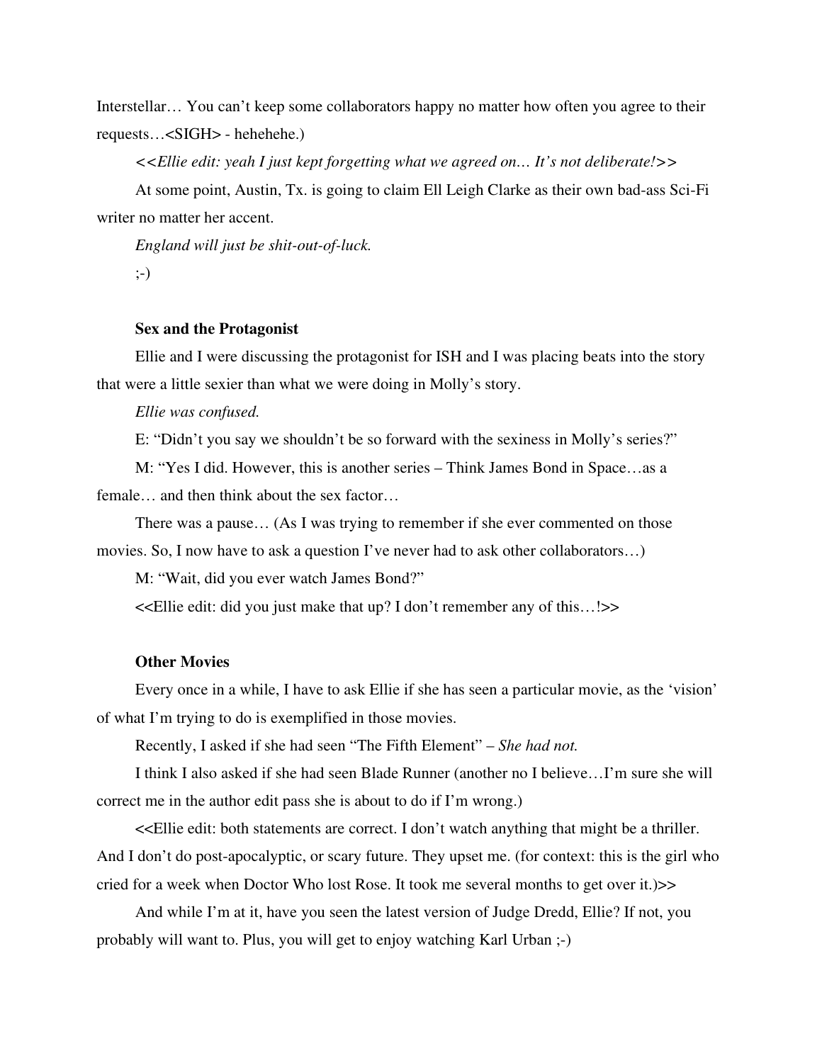Interstellar… You can't keep some collaborators happy no matter how often you agree to their requests…<SIGH> - hehehehe.)

*<<Ellie edit: yeah I just kept forgetting what we agreed on… It's not deliberate!>>*

At some point, Austin, Tx. is going to claim Ell Leigh Clarke as their own bad-ass Sci-Fi writer no matter her accent.

*England will just be shit-out-of-luck.*

;-)

**Sex and the Protagonist**

Ellie and I were discussing the protagonist for ISH and I was placing beats into the story that were a little sexier than what we were doing in Molly's story.

*Ellie was confused.*

E: "Didn't you say we shouldn't be so forward with the sexiness in Molly's series?"

M: "Yes I did. However, this is another series – Think James Bond in Space…as a female… and then think about the sex factor…

There was a pause… (As I was trying to remember if she ever commented on those movies. So, I now have to ask a question I've never had to ask other collaborators…)

M: "Wait, did you ever watch James Bond?"

<<Ellie edit: did you just make that up? I don't remember any of this…!>>

**Other Movies**

Every once in a while, I have to ask Ellie if she has seen a particular movie, as the 'vision' of what I'm trying to do is exemplified in those movies.

Recently, I asked if she had seen "The Fifth Element" – *She had not.*

I think I also asked if she had seen Blade Runner (another no I believe…I'm sure she will correct me in the author edit pass she is about to do if I'm wrong.)

<<Ellie edit: both statements are correct. I don't watch anything that might be a thriller. And I don't do post-apocalyptic, or scary future. They upset me. (for context: this is the girl who cried for a week when Doctor Who lost Rose. It took me several months to get over it.)>>

And while I'm at it, have you seen the latest version of Judge Dredd, Ellie? If not, you probably will want to. Plus, you will get to enjoy watching Karl Urban ;-)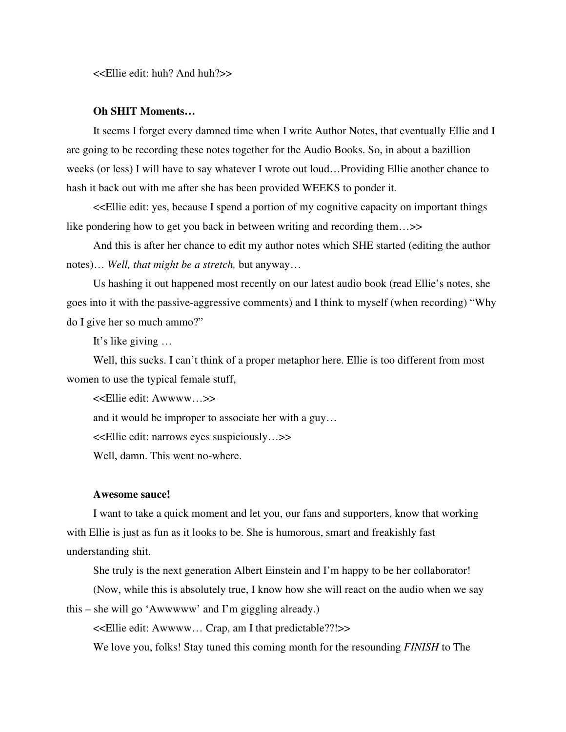<<Ellie edit: huh? And huh?>>

**Oh SHIT Moments…**

It seems I forget every damned time when I write Author Notes, that eventually Ellie and I are going to be recording these notes together for the Audio Books. So, in about a bazillion weeks (or less) I will have to say whatever I wrote out loud…Providing Ellie another chance to hash it back out with me after she has been provided WEEKS to ponder it.

<<Ellie edit: yes, because I spend a portion of my cognitive capacity on important things like pondering how to get you back in between writing and recording them…>>

And this is after her chance to edit my author notes which SHE started (editing the author notes)… *Well, that might be a stretch,* but anyway…

Us hashing it out happened most recently on our latest audio book (read Ellie's notes, she goes into it with the passive-aggressive comments) and I think to myself (when recording) "Why do I give her so much ammo?"

It's like giving …

Well, this sucks. I can't think of a proper metaphor here. Ellie is too different from most women to use the typical female stuff,

<<Ellie edit: Awwww…>>

and it would be improper to associate her with a guy…

<<Ellie edit: narrows eyes suspiciously…>>

Well, damn. This went no-where.

**Awesome sauce!**

I want to take a quick moment and let you, our fans and supporters, know that working with Ellie is just as fun as it looks to be. She is humorous, smart and freakishly fast understanding shit.

She truly is the next generation Albert Einstein and I'm happy to be her collaborator!

(Now, while this is absolutely true, I know how she will react on the audio when we say this – she will go 'Awwwww' and I'm giggling already.)

<<Ellie edit: Awwww… Crap, am I that predictable??!>>

We love you, folks! Stay tuned this coming month for the resounding *FINISH* to The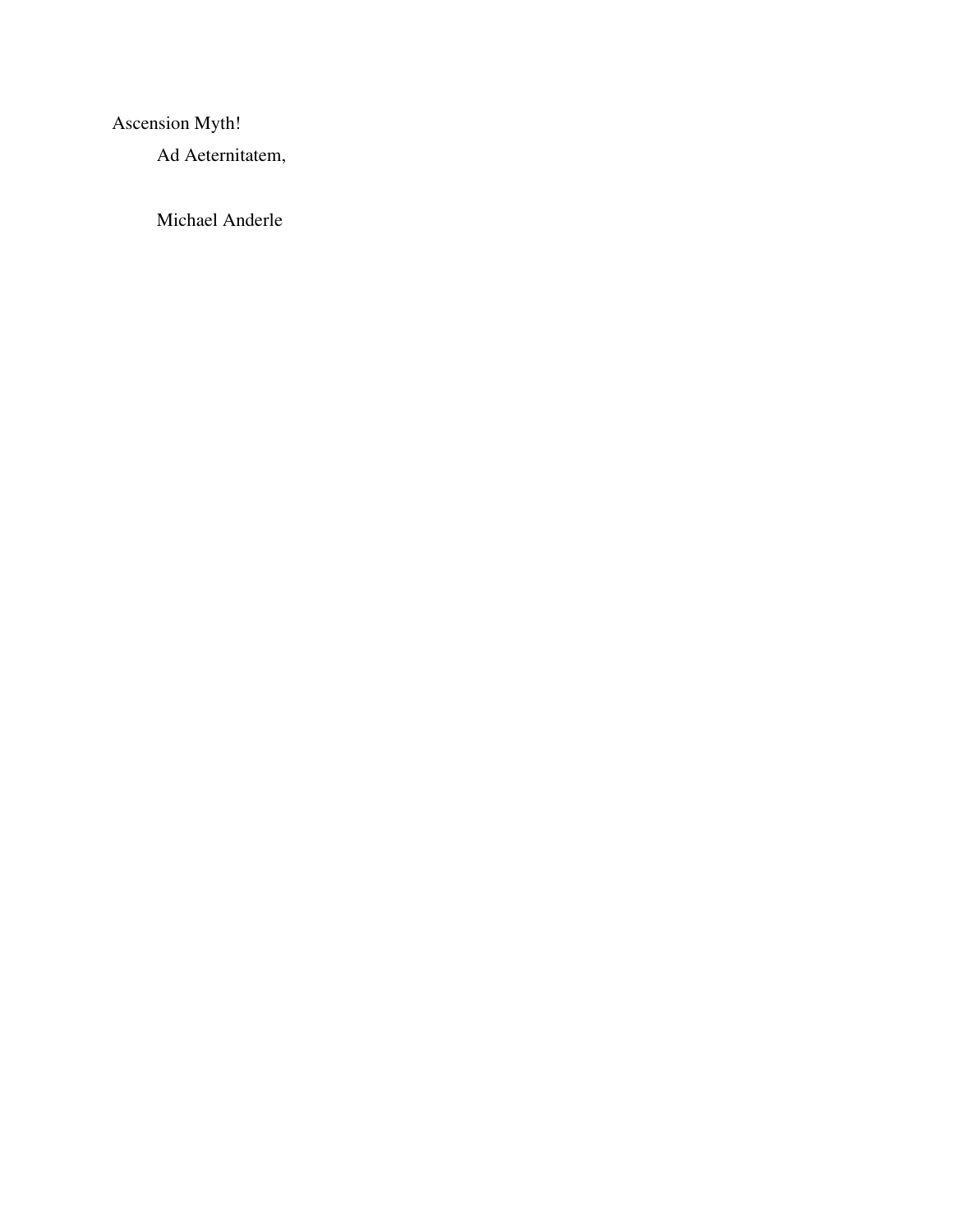Ascension Myth!

Ad Aeternitatem,

Michael Anderle